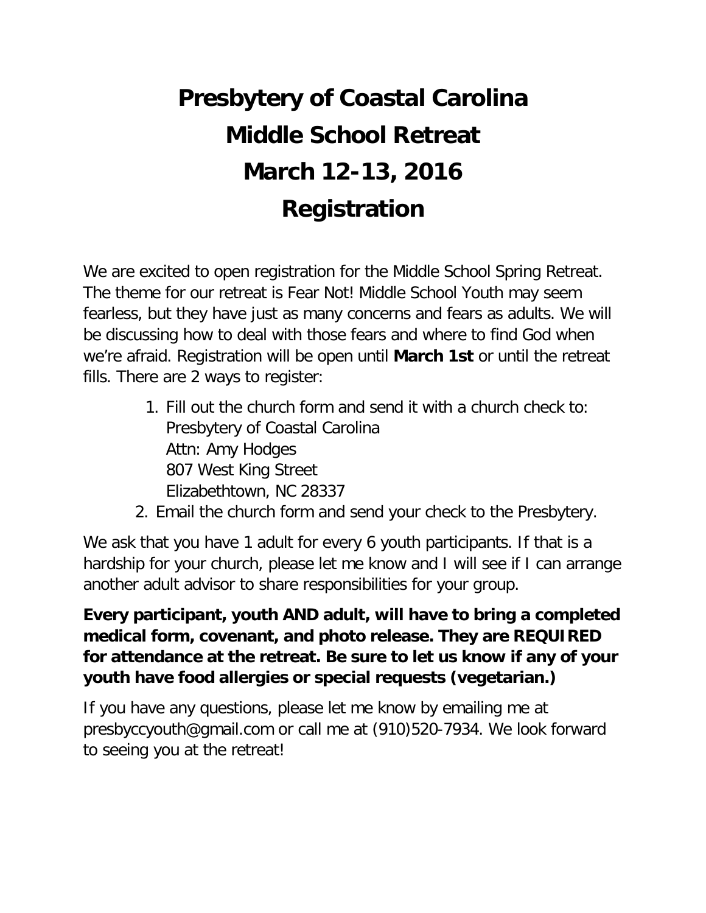# Presbytery of Coastal Carolina
# Middle School Retreat
# March 12-13, 2016
# Registration

We are excited to open registration for the Middle School Spring Retreat. The theme for our retreat is Fear Not! Middle School Youth may seem fearless, but they have just as many concerns and fears as adults. We will be discussing how to deal with those fears and where to find God when we're afraid. Registration will be open until **March 1st** or until the retreat fills. There are 2 ways to register:

1. Fill out the church form and send it with a church check to:
   Presbytery of Coastal Carolina
   Attn: Amy Hodges
   807 West King Street
   Elizabethtown, NC 28337
2. Email the church form and send your check to the Presbytery.

We ask that you have 1 adult for every 6 youth participants. If that is a hardship for your church, please let me know and I will see if I can arrange another adult advisor to share responsibilities for your group.

**Every participant, youth AND adult, will have to bring a completed medical form, covenant, and photo release. They are REQUIRED for attendance at the retreat. Be sure to let us know if any of your youth have food allergies or special requests (vegetarian.)**

If you have any questions, please let me know by emailing me at presbyccyouth@gmail.com or call me at (910)520-7934. We look forward to seeing you at the retreat!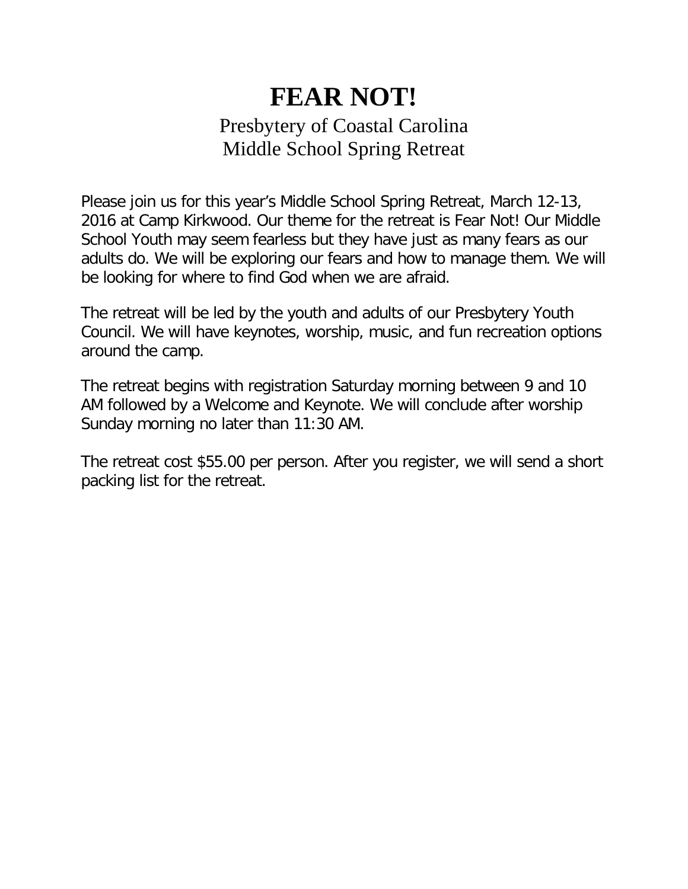# FEAR NOT!

Presbytery of Coastal Carolina
Middle School Spring Retreat

Please join us for this year's Middle School Spring Retreat, March 12-13, 2016 at Camp Kirkwood. Our theme for the retreat is Fear Not! Our Middle School Youth may seem fearless but they have just as many fears as our adults do. We will be exploring our fears and how to manage them. We will be looking for where to find God when we are afraid.

The retreat will be led by the youth and adults of our Presbytery Youth Council. We will have keynotes, worship, music, and fun recreation options around the camp.

The retreat begins with registration Saturday morning between 9 and 10 AM followed by a Welcome and Keynote. We will conclude after worship Sunday morning no later than 11:30 AM.

The retreat cost $55.00 per person. After you register, we will send a short packing list for the retreat.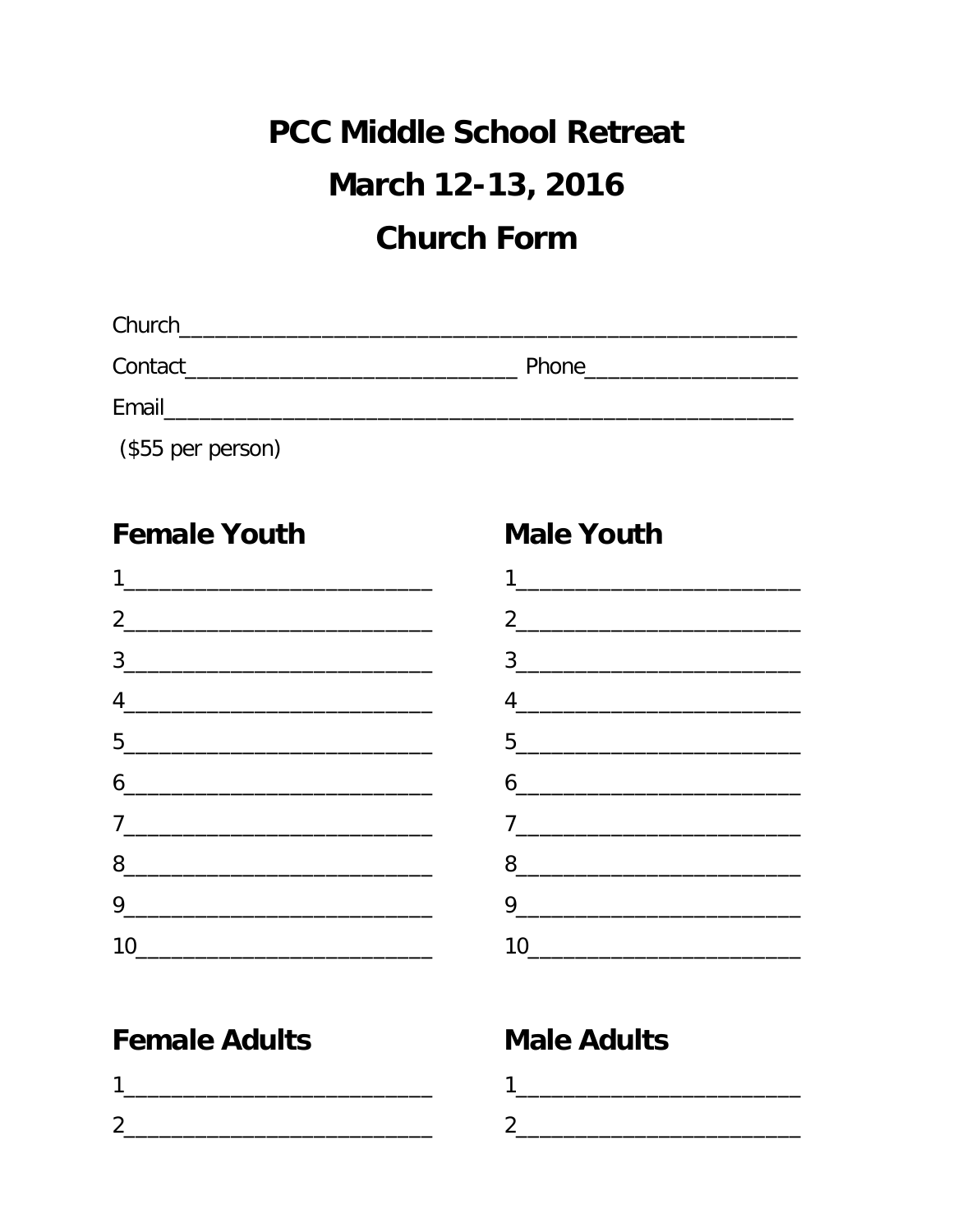# PCC Middle School Retreat

# March 12-13, 2016

# Church Form

Church_______________________________________________________

Contact______________________________ Phone__________________

Email_______________________________________________________

($55 per person)

## Female Youth

1_________________________

2_________________________

3_________________________

4_________________________

5_________________________

6_________________________

7_________________________

8_________________________

9_________________________

10________________________

## Male Youth

1_________________________

2_________________________

3_________________________

4_________________________

5_________________________

6_________________________

7_________________________

8_________________________

9_________________________

10________________________

## Female Adults

1_________________________

2_________________________

## Male Adults

1_________________________

2_________________________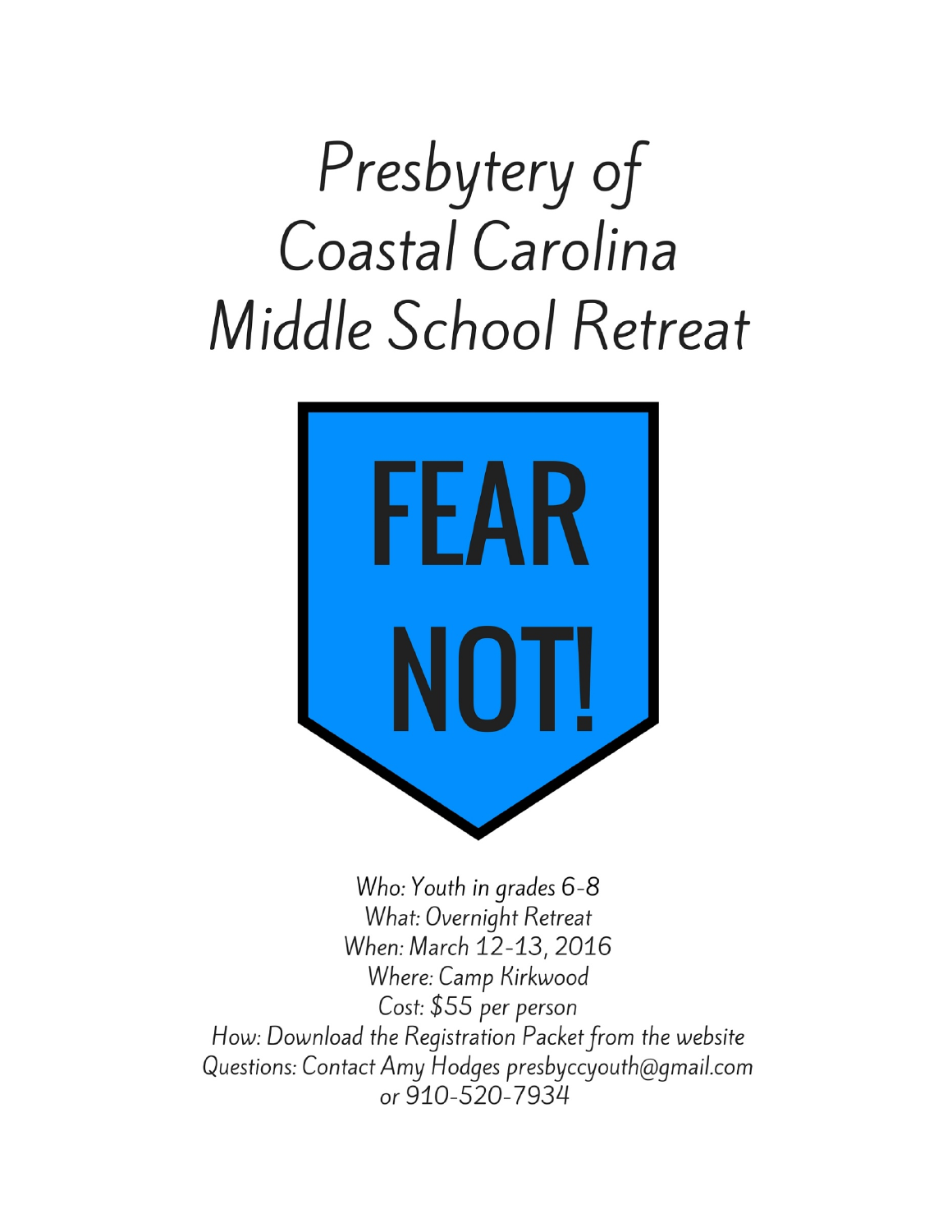# Presbytery of Coastal Carolina Middle School Retreat

## FEAR NOT!

*Who: Youth in grades 6-8*
*What: Overnight Retreat*
*When: March 12-13, 2016*
*Where: Camp Kirkwood*
*Cost: $55 per person*
*How: Download the Registration Packet from the website*
*Questions: Contact Amy Hodges presbyccyouth@gmail.com or 910-520-7934*